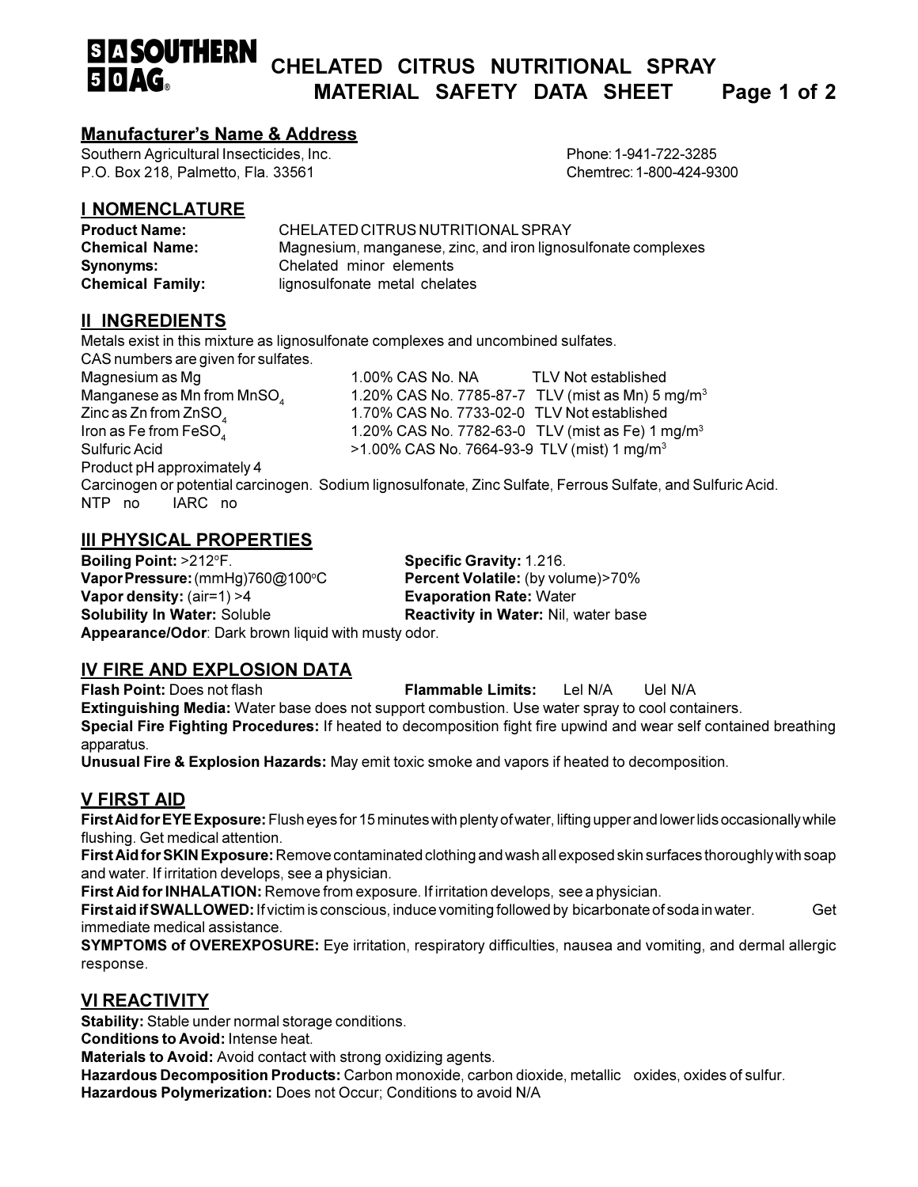# CHELATED CITRUS NUTRITIONAL SPRAY MATERIAL SAFETY DATA SHEET

SOUTHERN AG

## Manufacturer's Name & Address

Southern Agricultural Insecticides, Inc.
P.O. Box 218, Palmetto, Fla. 33561

Phone: 1-941-722-3285
Chemtrec: 1-800-424-9300

## I NOMENCLATURE

**Product Name:** CHELATED CITRUS NUTRITIONAL SPRAY
**Chemical Name:** Magnesium, manganese, zinc, and iron lignosulfonate complexes
**Synonyms:** Chelated minor elements
**Chemical Family:** lignosulfonate metal chelates

## II INGREDIENTS

Metals exist in this mixture as lignosulfonate complexes and uncombined sulfates.
CAS numbers are given for sulfates.

| | | | |
|---|---|---|---|
| Magnesium as Mg | 1.00% | CAS No. NA | TLV Not established |
| Manganese as Mn from $MnSO_4$ | 1.20% | CAS No. 7785-87-7 | TLV (mist as Mn) 5 $mg/m^3$ |
| Zinc as Zn from $ZnSO_4$ | 1.70% | CAS No. 7733-02-0 | TLV Not established |
| Iron as Fe from $FeSO_4$ | 1.20% | CAS No. 7782-63-0 | TLV (mist as Fe) 1 $mg/m^3$ |
| Sulfuric Acid | >1.00% | CAS No. 7664-93-9 | TLV (mist) 1 $mg/m^3$ |

Product pH approximately 4
Carcinogen or potential carcinogen. Sodium lignosulfonate, Zinc Sulfate, Ferrous Sulfate, and Sulfuric Acid.
NTP no IARC no

## III PHYSICAL PROPERTIES

**Boiling Point:** >212°F.
**Vapor Pressure:** (mmHg)760@100°C
**Vapor density:** (air=1) >4
**Solubility In Water:** Soluble
**Specific Gravity:** 1.216.
**Percent Volatile:** (by volume)>70%
**Evaporation Rate:** Water
**Reactivity in Water:** Nil, water base
**Appearance/Odor**: Dark brown liquid with musty odor.

## IV FIRE AND EXPLOSION DATA

**Flash Point:** Does not flash
**Flammable Limits:** Lel N/A Uel N/A
**Extinguishing Media:** Water base does not support combustion. Use water spray to cool containers.
**Special Fire Fighting Procedures:** If heated to decomposition fight fire upwind and wear self contained breathing apparatus.
**Unusual Fire & Explosion Hazards:** May emit toxic smoke and vapors if heated to decomposition.

## V FIRST AID

**First Aid for EYE Exposure:** Flush eyes for 15 minutes with plenty of water, lifting upper and lower lids occasionally while flushing. Get medical attention.
**First Aid for SKIN Exposure:** Remove contaminated clothing and wash all exposed skin surfaces thoroughly with soap and water. If irritation develops, see a physician.
**First Aid for INHALATION:** Remove from exposure. If irritation develops, see a physician.
**First aid if SWALLOWED:** If victim is conscious, induce vomiting followed by bicarbonate of soda in water. Get immediate medical assistance.
**SYMPTOMS of OVEREXPOSURE:** Eye irritation, respiratory difficulties, nausea and vomiting, and dermal allergic response.

## VI REACTIVITY

**Stability:** Stable under normal storage conditions.
**Conditions to Avoid:** Intense heat.
**Materials to Avoid:** Avoid contact with strong oxidizing agents.
**Hazardous Decomposition Products:** Carbon monoxide, carbon dioxide, metallic oxides, oxides of sulfur.
**Hazardous Polymerization:** Does not Occur; Conditions to avoid N/A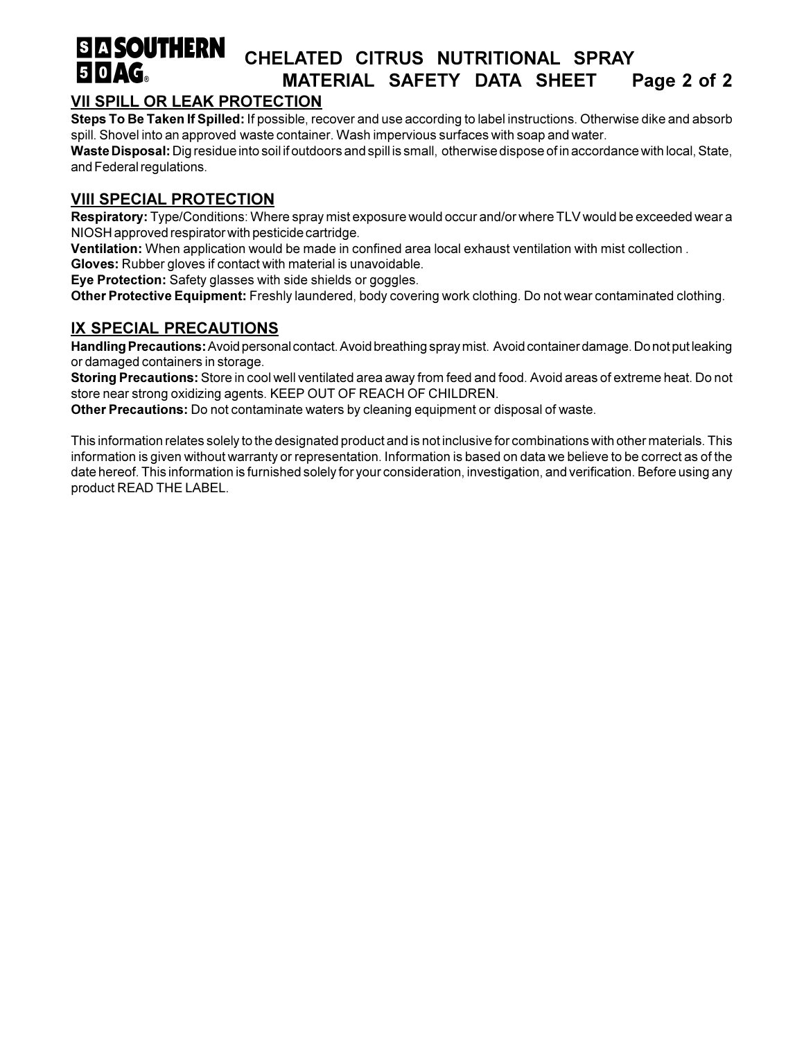## VII SPILL OR LEAK PROTECTION

**Steps To Be Taken If Spilled:** If possible, recover and use according to label instructions. Otherwise dike and absorb spill. Shovel into an approved waste container. Wash impervious surfaces with soap and water.

**Waste Disposal:** Dig residue into soil if outdoors and spill is small, otherwise dispose of in accordance with local, State, and Federal regulations.

## VIII SPECIAL PROTECTION

**Respiratory:** Type/Conditions: Where spray mist exposure would occur and/or where TLV would be exceeded wear a NIOSH approved respirator with pesticide cartridge.

**Ventilation:** When application would be made in confined area local exhaust ventilation with mist collection .

**Gloves:** Rubber gloves if contact with material is unavoidable.

**Eye Protection:** Safety glasses with side shields or goggles.

**Other Protective Equipment:** Freshly laundered, body covering work clothing. Do not wear contaminated clothing.

## IX SPECIAL PRECAUTIONS

**Handling Precautions:** Avoid personal contact. Avoid breathing spray mist. Avoid container damage. Do not put leaking or damaged containers in storage.

**Storing Precautions:** Store in cool well ventilated area away from feed and food. Avoid areas of extreme heat. Do not store near strong oxidizing agents. KEEP OUT OF REACH OF CHILDREN.

**Other Precautions:** Do not contaminate waters by cleaning equipment or disposal of waste.

This information relates solely to the designated product and is not inclusive for combinations with other materials. This information is given without warranty or representation. Information is based on data we believe to be correct as of the date hereof. This information is furnished solely for your consideration, investigation, and verification. Before using any product READ THE LABEL.